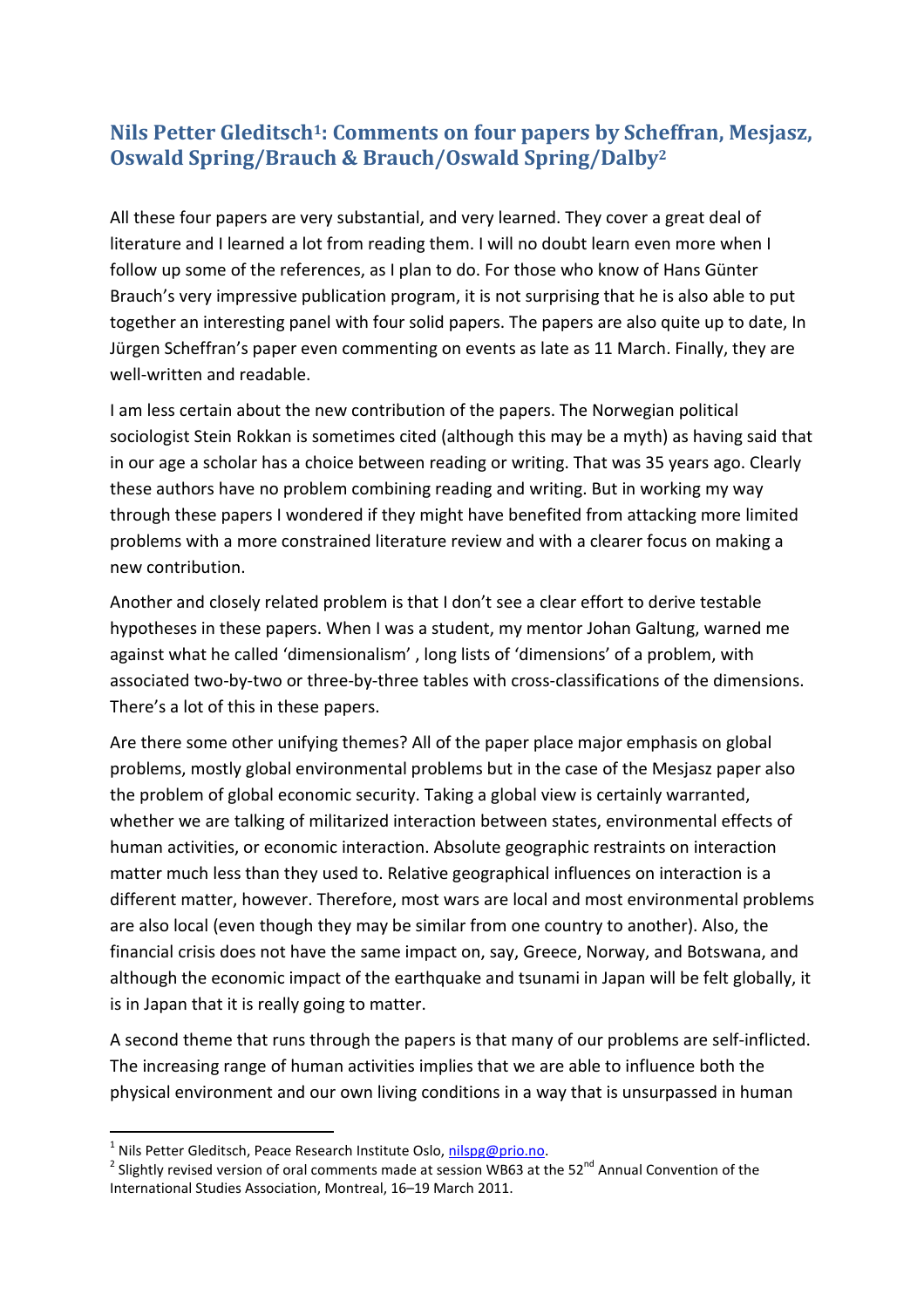## Nils Petter Gleditsch[1]: Comments on four papers by Scheffran, Mesjasz, Oswald Spring/Brauch & Brauch/Oswald Spring/Dalby[2]

All these four papers are very substantial, and very learned. They cover a great deal of literature and I learned a lot from reading them. I will no doubt learn even more when I follow up some of the references, as I plan to do. For those who know of Hans Günter Brauch's very impressive publication program, it is not surprising that he is also able to put together an interesting panel with four solid papers. The papers are also quite up to date, In Jürgen Scheffran's paper even commenting on events as late as 11 March. Finally, they are well-written and readable.

I am less certain about the new contribution of the papers. The Norwegian political sociologist Stein Rokkan is sometimes cited (although this may be a myth) as having said that in our age a scholar has a choice between reading or writing. That was 35 years ago. Clearly these authors have no problem combining reading and writing. But in working my way through these papers I wondered if they might have benefited from attacking more limited problems with a more constrained literature review and with a clearer focus on making a new contribution.

Another and closely related problem is that I don't see a clear effort to derive testable hypotheses in these papers. When I was a student, my mentor Johan Galtung, warned me against what he called 'dimensionalism' , long lists of 'dimensions' of a problem, with associated two-by-two or three-by-three tables with cross-classifications of the dimensions. There's a lot of this in these papers.

Are there some other unifying themes? All of the paper place major emphasis on global problems, mostly global environmental problems but in the case of the Mesjasz paper also the problem of global economic security. Taking a global view is certainly warranted, whether we are talking of militarized interaction between states, environmental effects of human activities, or economic interaction. Absolute geographic restraints on interaction matter much less than they used to. Relative geographical influences on interaction is a different matter, however. Therefore, most wars are local and most environmental problems are also local (even though they may be similar from one country to another). Also, the financial crisis does not have the same impact on, say, Greece, Norway, and Botswana, and although the economic impact of the earthquake and tsunami in Japan will be felt globally, it is in Japan that it is really going to matter.

A second theme that runs through the papers is that many of our problems are self-inflicted. The increasing range of human activities implies that we are able to influence both the physical environment and our own living conditions in a way that is unsurpassed in human

---

[1] Nils Petter Gleditsch, Peace Research Institute Oslo, nilspg@prio.no.

[2] Slightly revised version of oral comments made at session WB63 at the 52nd Annual Convention of the International Studies Association, Montreal, 16–19 March 2011.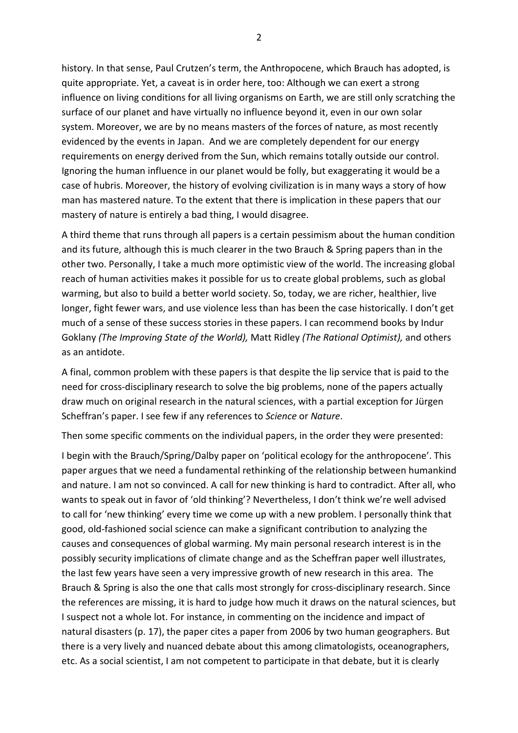history. In that sense, Paul Crutzen's term, the Anthropocene, which Brauch has adopted, is quite appropriate. Yet, a caveat is in order here, too: Although we can exert a strong influence on living conditions for all living organisms on Earth, we are still only scratching the surface of our planet and have virtually no influence beyond it, even in our own solar system. Moreover, we are by no means masters of the forces of nature, as most recently evidenced by the events in Japan. And we are completely dependent for our energy requirements on energy derived from the Sun, which remains totally outside our control. Ignoring the human influence in our planet would be folly, but exaggerating it would be a case of hubris. Moreover, the history of evolving civilization is in many ways a story of how man has mastered nature. To the extent that there is implication in these papers that our mastery of nature is entirely a bad thing, I would disagree.

A third theme that runs through all papers is a certain pessimism about the human condition and its future, although this is much clearer in the two Brauch & Spring papers than in the other two. Personally, I take a much more optimistic view of the world. The increasing global reach of human activities makes it possible for us to create global problems, such as global warming, but also to build a better world society. So, today, we are richer, healthier, live longer, fight fewer wars, and use violence less than has been the case historically. I don't get much of a sense of these success stories in these papers. I can recommend books by Indur Goklany *(The Improving State of the World),* Matt Ridley *(The Rational Optimist),* and others as an antidote.

A final, common problem with these papers is that despite the lip service that is paid to the need for cross-disciplinary research to solve the big problems, none of the papers actually draw much on original research in the natural sciences, with a partial exception for Jürgen Scheffran's paper. I see few if any references to *Science* or *Nature*.

Then some specific comments on the individual papers, in the order they were presented:

I begin with the Brauch/Spring/Dalby paper on 'political ecology for the anthropocene'. This paper argues that we need a fundamental rethinking of the relationship between humankind and nature. I am not so convinced. A call for new thinking is hard to contradict. After all, who wants to speak out in favor of 'old thinking'? Nevertheless, I don't think we're well advised to call for 'new thinking' every time we come up with a new problem. I personally think that good, old-fashioned social science can make a significant contribution to analyzing the causes and consequences of global warming. My main personal research interest is in the possibly security implications of climate change and as the Scheffran paper well illustrates, the last few years have seen a very impressive growth of new research in this area. The Brauch & Spring is also the one that calls most strongly for cross-disciplinary research. Since the references are missing, it is hard to judge how much it draws on the natural sciences, but I suspect not a whole lot. For instance, in commenting on the incidence and impact of natural disasters (p. 17), the paper cites a paper from 2006 by two human geographers. But there is a very lively and nuanced debate about this among climatologists, oceanographers, etc. As a social scientist, I am not competent to participate in that debate, but it is clearly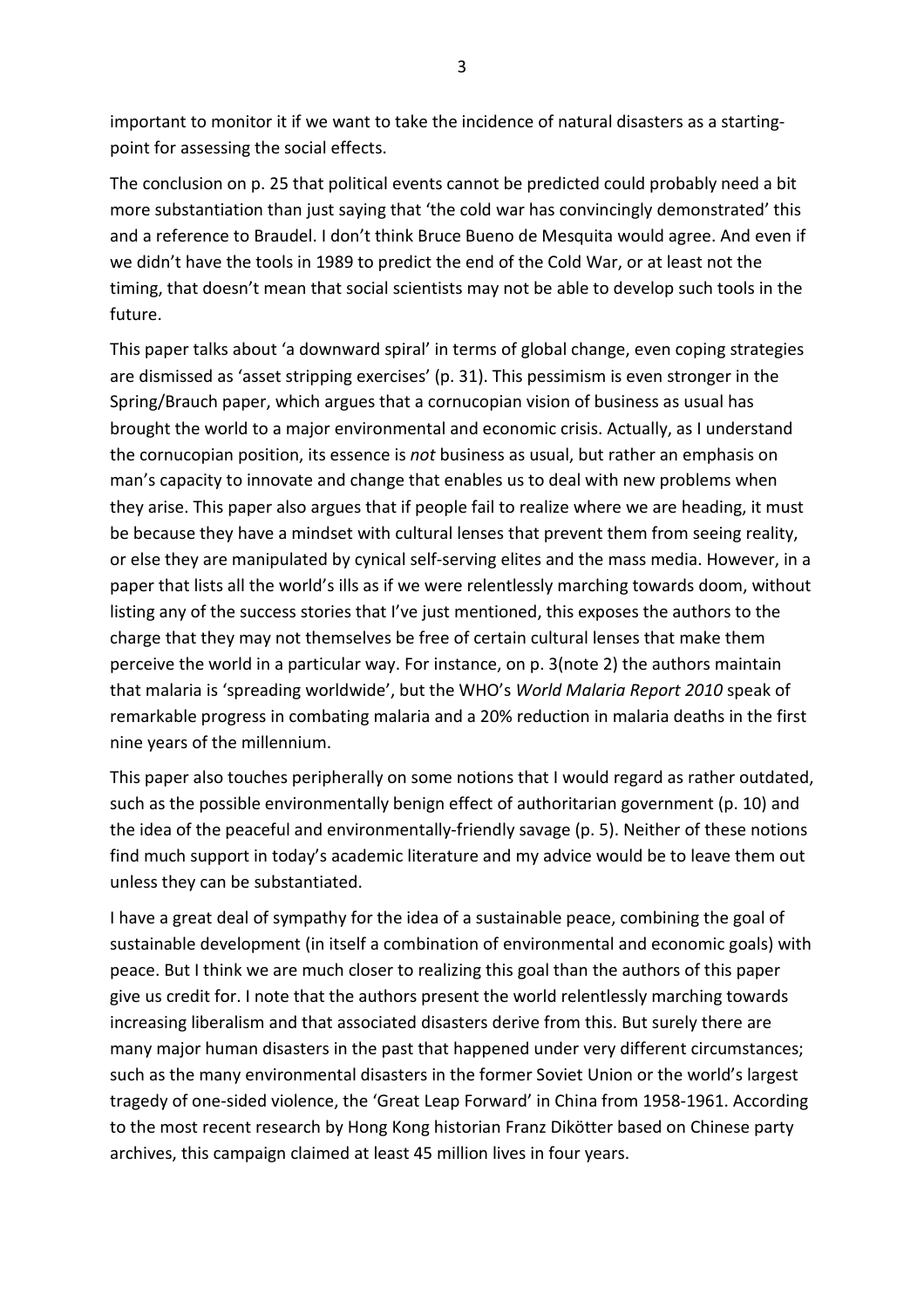important to monitor it if we want to take the incidence of natural disasters as a starting-point for assessing the social effects.

The conclusion on p. 25 that political events cannot be predicted could probably need a bit more substantiation than just saying that 'the cold war has convincingly demonstrated' this and a reference to Braudel. I don't think Bruce Bueno de Mesquita would agree. And even if we didn't have the tools in 1989 to predict the end of the Cold War, or at least not the timing, that doesn't mean that social scientists may not be able to develop such tools in the future.

This paper talks about 'a downward spiral' in terms of global change, even coping strategies are dismissed as 'asset stripping exercises' (p. 31). This pessimism is even stronger in the Spring/Brauch paper, which argues that a cornucopian vision of business as usual has brought the world to a major environmental and economic crisis. Actually, as I understand the cornucopian position, its essence is *not* business as usual, but rather an emphasis on man's capacity to innovate and change that enables us to deal with new problems when they arise. This paper also argues that if people fail to realize where we are heading, it must be because they have a mindset with cultural lenses that prevent them from seeing reality, or else they are manipulated by cynical self-serving elites and the mass media. However, in a paper that lists all the world's ills as if we were relentlessly marching towards doom, without listing any of the success stories that I've just mentioned, this exposes the authors to the charge that they may not themselves be free of certain cultural lenses that make them perceive the world in a particular way. For instance, on p. 3(note 2) the authors maintain that malaria is 'spreading worldwide', but the WHO's *World Malaria Report 2010* speak of remarkable progress in combating malaria and a 20% reduction in malaria deaths in the first nine years of the millennium.

This paper also touches peripherally on some notions that I would regard as rather outdated, such as the possible environmentally benign effect of authoritarian government (p. 10) and the idea of the peaceful and environmentally-friendly savage (p. 5). Neither of these notions find much support in today's academic literature and my advice would be to leave them out unless they can be substantiated.

I have a great deal of sympathy for the idea of a sustainable peace, combining the goal of sustainable development (in itself a combination of environmental and economic goals) with peace. But I think we are much closer to realizing this goal than the authors of this paper give us credit for. I note that the authors present the world relentlessly marching towards increasing liberalism and that associated disasters derive from this. But surely there are many major human disasters in the past that happened under very different circumstances; such as the many environmental disasters in the former Soviet Union or the world's largest tragedy of one-sided violence, the 'Great Leap Forward' in China from 1958-1961. According to the most recent research by Hong Kong historian Franz Dikötter based on Chinese party archives, this campaign claimed at least 45 million lives in four years.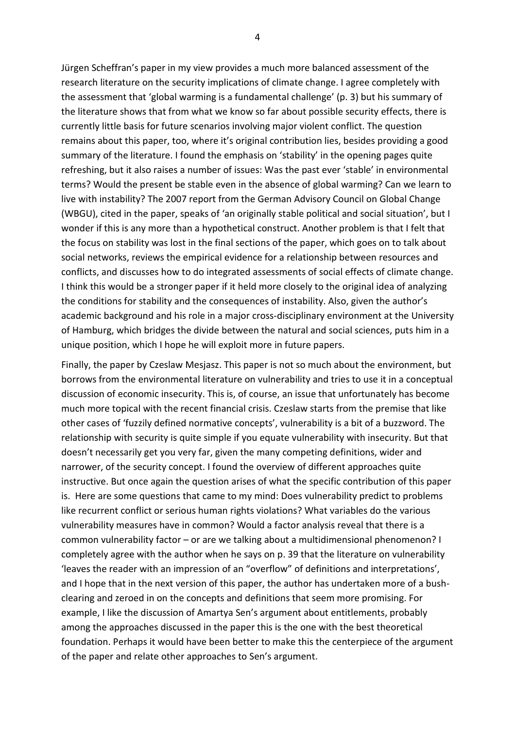Jürgen Scheffran's paper in my view provides a much more balanced assessment of the research literature on the security implications of climate change. I agree completely with the assessment that 'global warming is a fundamental challenge' (p. 3) but his summary of the literature shows that from what we know so far about possible security effects, there is currently little basis for future scenarios involving major violent conflict. The question remains about this paper, too, where it's original contribution lies, besides providing a good summary of the literature. I found the emphasis on 'stability' in the opening pages quite refreshing, but it also raises a number of issues: Was the past ever 'stable' in environmental terms? Would the present be stable even in the absence of global warming? Can we learn to live with instability? The 2007 report from the German Advisory Council on Global Change (WBGU), cited in the paper, speaks of 'an originally stable political and social situation', but I wonder if this is any more than a hypothetical construct. Another problem is that I felt that the focus on stability was lost in the final sections of the paper, which goes on to talk about social networks, reviews the empirical evidence for a relationship between resources and conflicts, and discusses how to do integrated assessments of social effects of climate change. I think this would be a stronger paper if it held more closely to the original idea of analyzing the conditions for stability and the consequences of instability. Also, given the author's academic background and his role in a major cross-disciplinary environment at the University of Hamburg, which bridges the divide between the natural and social sciences, puts him in a unique position, which I hope he will exploit more in future papers.

Finally, the paper by Czeslaw Mesjasz. This paper is not so much about the environment, but borrows from the environmental literature on vulnerability and tries to use it in a conceptual discussion of economic insecurity. This is, of course, an issue that unfortunately has become much more topical with the recent financial crisis. Czeslaw starts from the premise that like other cases of 'fuzzily defined normative concepts', vulnerability is a bit of a buzzword. The relationship with security is quite simple if you equate vulnerability with insecurity. But that doesn't necessarily get you very far, given the many competing definitions, wider and narrower, of the security concept. I found the overview of different approaches quite instructive. But once again the question arises of what the specific contribution of this paper is. Here are some questions that came to my mind: Does vulnerability predict to problems like recurrent conflict or serious human rights violations? What variables do the various vulnerability measures have in common? Would a factor analysis reveal that there is a common vulnerability factor – or are we talking about a multidimensional phenomenon? I completely agree with the author when he says on p. 39 that the literature on vulnerability 'leaves the reader with an impression of an "overflow" of definitions and interpretations', and I hope that in the next version of this paper, the author has undertaken more of a bush-clearing and zeroed in on the concepts and definitions that seem more promising. For example, I like the discussion of Amartya Sen's argument about entitlements, probably among the approaches discussed in the paper this is the one with the best theoretical foundation. Perhaps it would have been better to make this the centerpiece of the argument of the paper and relate other approaches to Sen's argument.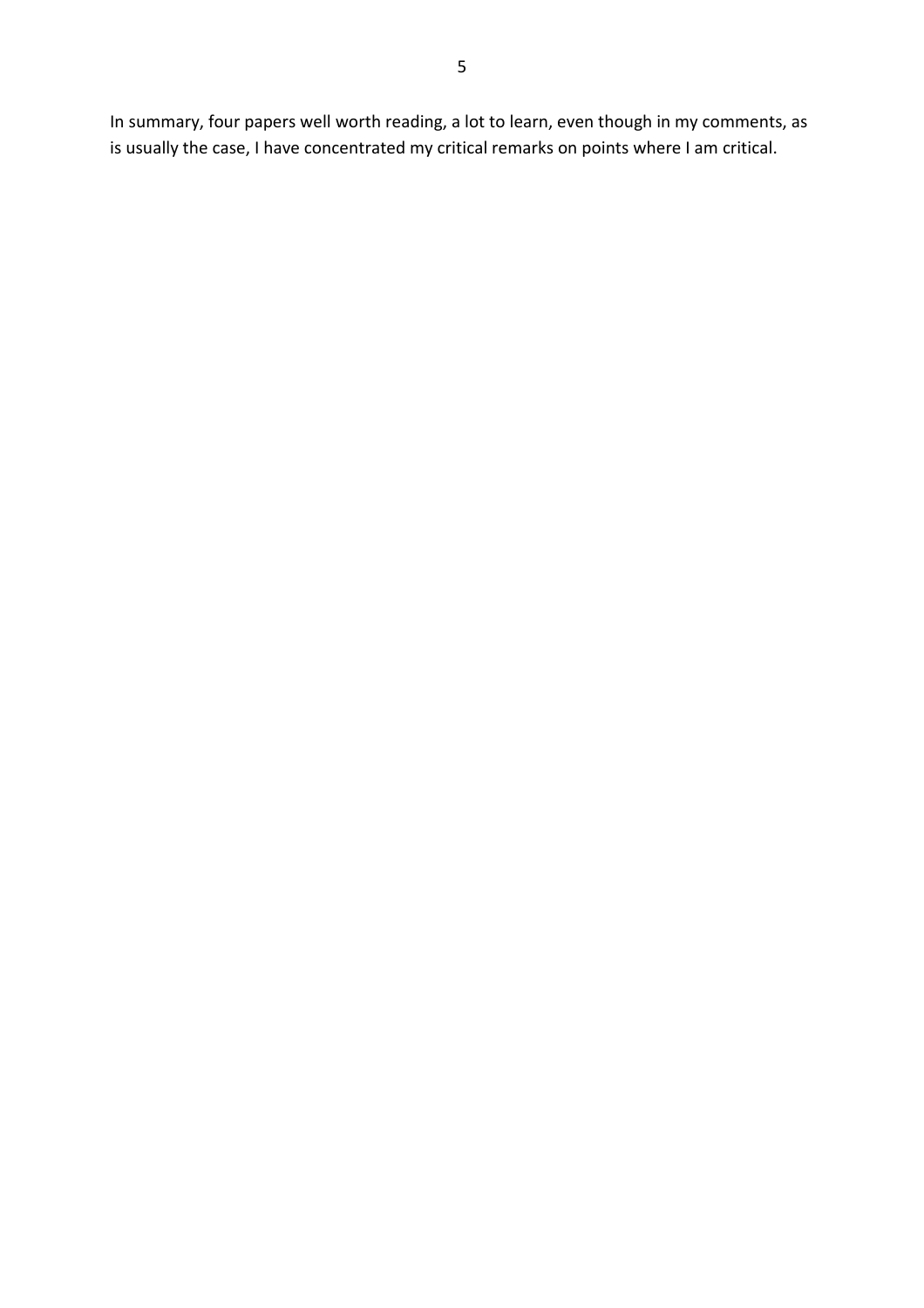In summary, four papers well worth reading, a lot to learn, even though in my comments, as is usually the case, I have concentrated my critical remarks on points where I am critical.